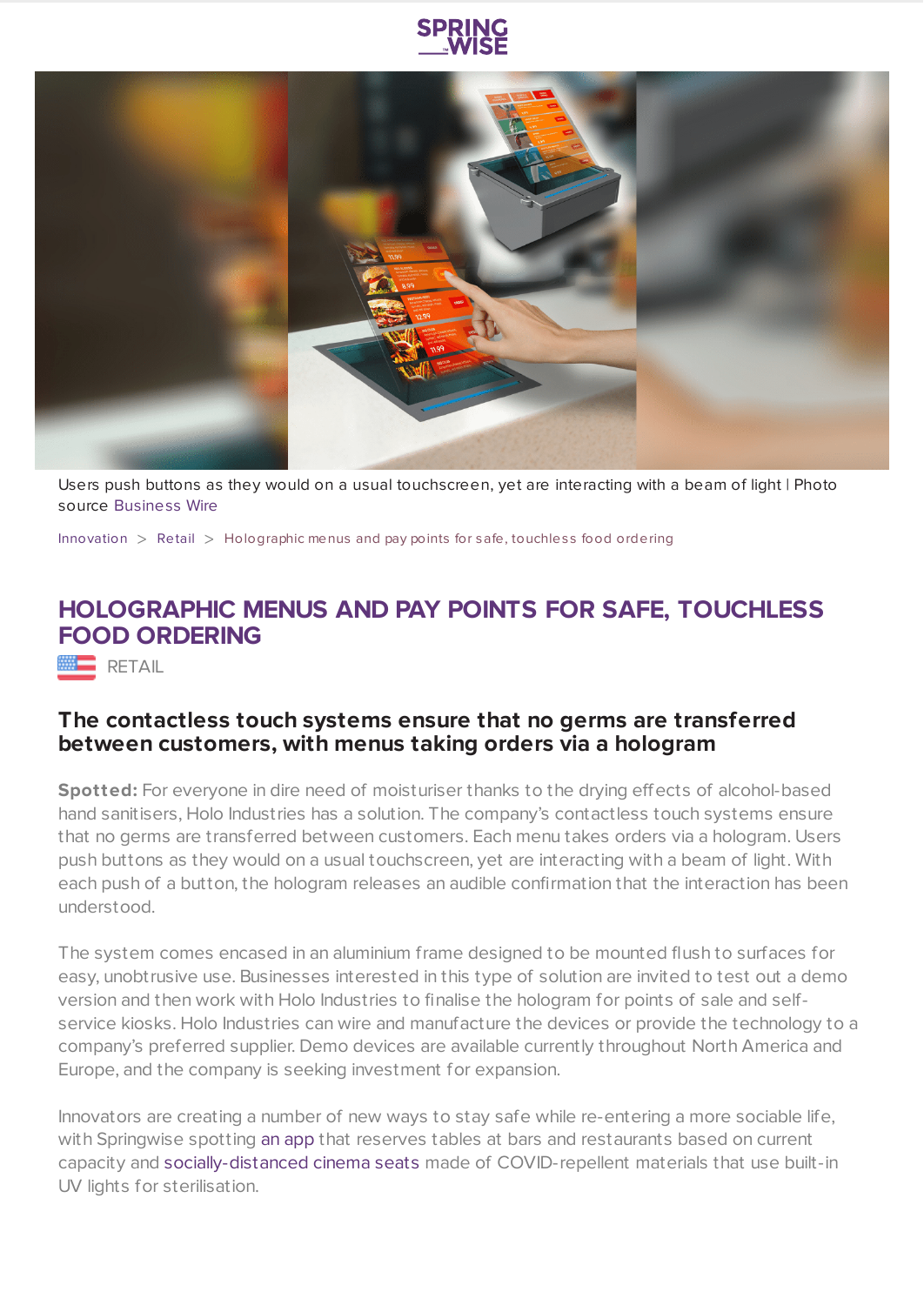Users push buttons as they would on a usual touchscreen, yet are interacting with a beam of light | Photo source Business Wire

Innovation > Retail > Holographic menus and pay points for safe, touchless food ordering

# HOLOGRAPHIC MENUS AND PAY POINTS FOR SAFE, TOUCHLESS FOOD ORDERING

RETAIL

## The contactless touch systems ensure that no germs are transferred between customers, with menus taking orders via a hologram

**Spotted:** For everyone in dire need of moisturiser thanks to the drying effects of alcohol-based hand sanitisers, Holo Industries has a solution. The company's contactless touch systems ensure that no germs are transferred between customers. Each menu takes orders via a hologram. Users push buttons as they would on a usual touchscreen, yet are interacting with a beam of light. With each push of a button, the hologram releases an audible confirmation that the interaction has been understood.

The system comes encased in an aluminium frame designed to be mounted flush to surfaces for easy, unobtrusive use. Businesses interested in this type of solution are invited to test out a demo version and then work with Holo Industries to finalise the hologram for points of sale and self-service kiosks. Holo Industries can wire and manufacture the devices or provide the technology to a company's preferred supplier. Demo devices are available currently throughout North America and Europe, and the company is seeking investment for expansion.

Innovators are creating a number of new ways to stay safe while re-entering a more sociable life, with Springwise spotting an app that reserves tables at bars and restaurants based on current capacity and socially-distanced cinema seats made of COVID-repellent materials that use built-in UV lights for sterilisation.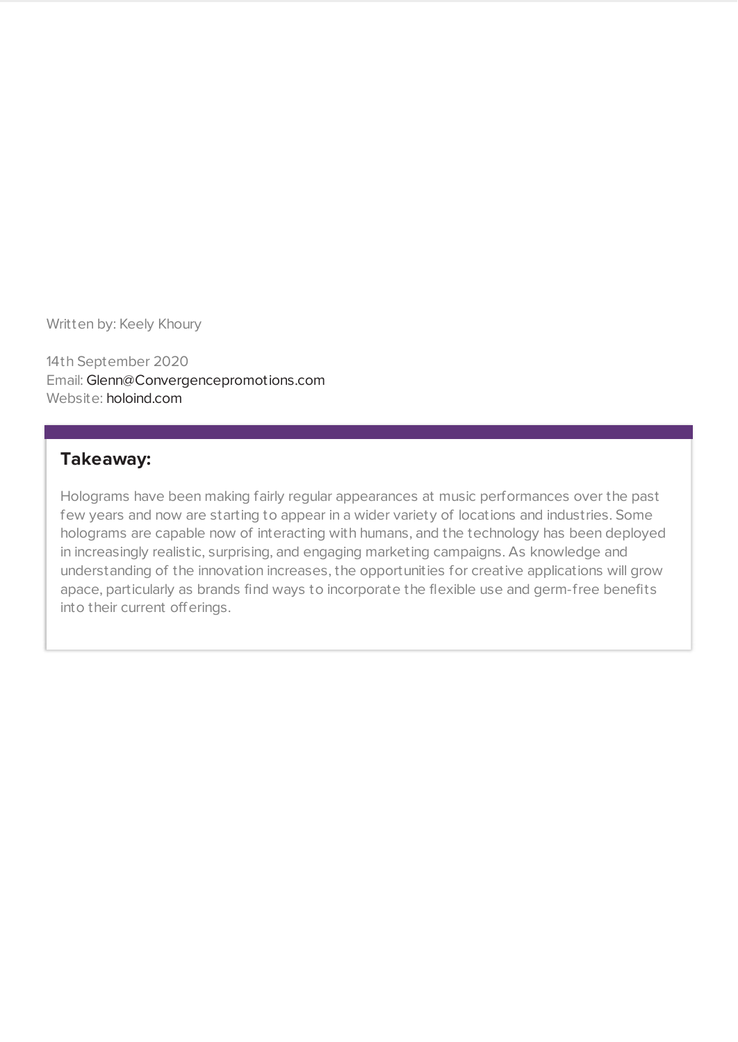Written by: Keely Khoury

14th September 2020
Email: Glenn@Convergencepromotions.com
Website: holoind.com

## Takeaway:

Holograms have been making fairly regular appearances at music performances over the past few years and now are starting to appear in a wider variety of locations and industries. Some holograms are capable now of interacting with humans, and the technology has been deployed in increasingly realistic, surprising, and engaging marketing campaigns. As knowledge and understanding of the innovation increases, the opportunities for creative applications will grow apace, particularly as brands find ways to incorporate the flexible use and germ-free benefits into their current offerings.